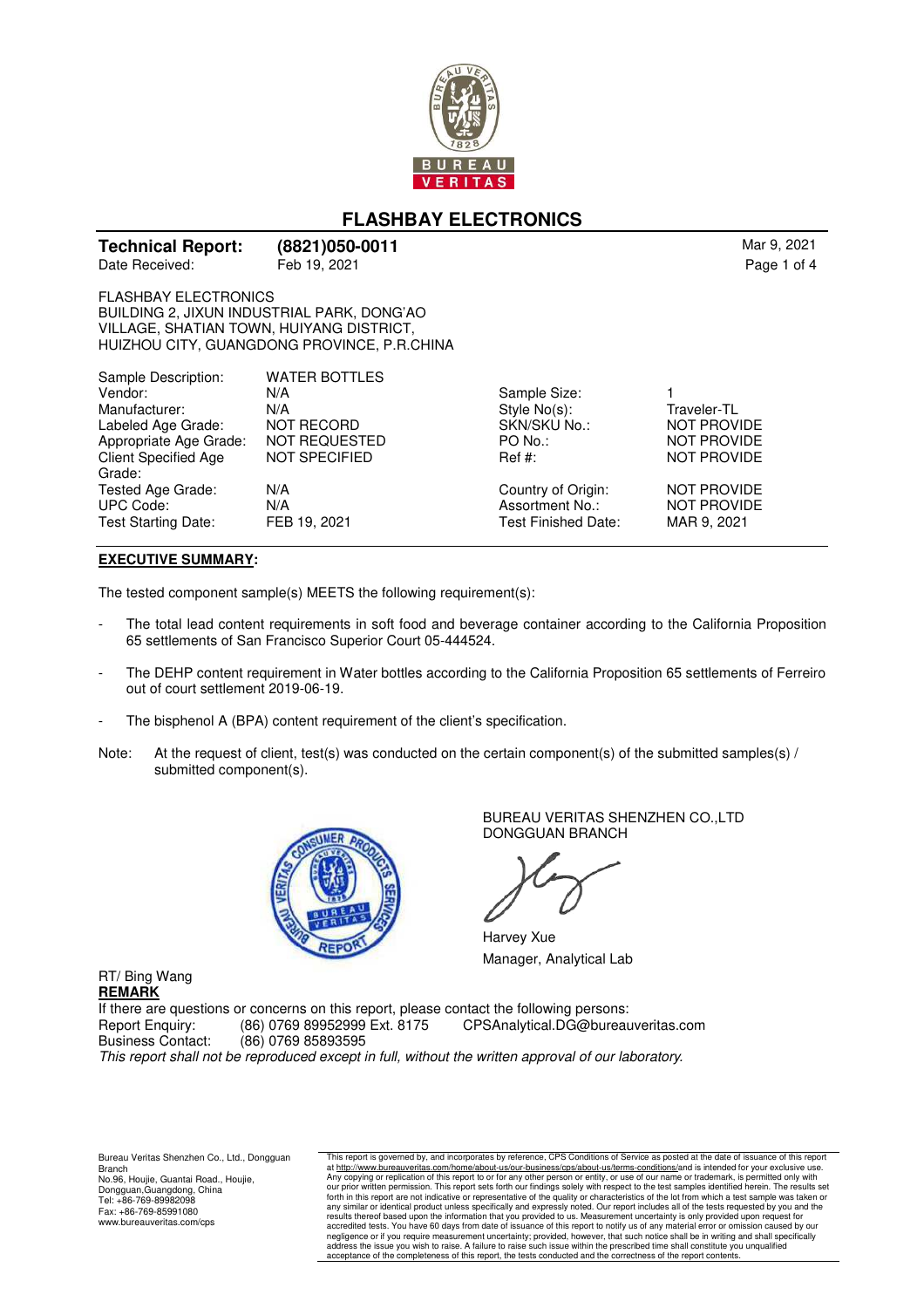# FLASHBAY ELECTRONICS

**Technical Report: (8821)050-0011** Mar 9, 2021

Date Received: Feb 19, 2021

FLASHBAY ELECTRONICS
BUILDING 2, JIXUN INDUSTRIAL PARK, DONG'AO
VILLAGE, SHATIAN TOWN, HUIYANG DISTRICT,
HUIZHOU CITY, GUANGDONG PROVINCE, P.R.CHINA

| | | | |
|---|---|---|---|
| Sample Description: | WATER BOTTLES | | |
| Vendor: | N/A | Sample Size: | 1 |
| Manufacturer: | N/A | Style No(s): | Traveler-TL |
| Labeled Age Grade: | NOT RECORD | SKN/SKU No.: | NOT PROVIDE |
| Appropriate Age Grade: | NOT REQUESTED | PO No.: | NOT PROVIDE |
| Client Specified Age Grade: | NOT SPECIFIED | Ref #: | NOT PROVIDE |
| Tested Age Grade: | N/A | Country of Origin: | NOT PROVIDE |
| UPC Code: | N/A | Assortment No.: | NOT PROVIDE |
| Test Starting Date: | FEB 19, 2021 | Test Finished Date: | MAR 9, 2021 |

**EXECUTIVE SUMMARY:**

The tested component sample(s) MEETS the following requirement(s):

- The total lead content requirements in soft food and beverage container according to the California Proposition 65 settlements of San Francisco Superior Court 05-444524.
- The DEHP content requirement in Water bottles according to the California Proposition 65 settlements of Ferreiro out of court settlement 2019-06-19.
- The bisphenol A (BPA) content requirement of the client's specification.

Note: At the request of client, test(s) was conducted on the certain component(s) of the submitted samples(s) / submitted component(s).

BUREAU VERITAS SHENZHEN CO.,LTD
DONGGUAN BRANCH

Harvey Xue
Manager, Analytical Lab

RT/ Bing Wang

**REMARK**

If there are questions or concerns on this report, please contact the following persons:

Report Enquiry: (86) 0769 89952999 Ext. 8175 CPSAnalytical.DG@bureauveritas.com
Business Contact: (86) 0769 85893595

*This report shall not be reproduced except in full, without the written approval of our laboratory.*

Bureau Veritas Shenzhen Co., Ltd., Dongguan Branch
No.96, Houjie, Guantai Road., Houjie,
Dongguan,Guangdong, China
Tel: +86-769-89982098
Fax: +86-769-85991080
www.bureauveritas.com/cps

This report is governed by, and incorporates by reference, CPS Conditions of Service as posted at the date of issuance of this report at http://www.bureauveritas.com/home/about-us/our-business/cps/about-us/terms-conditions/and is intended for your exclusive use. Any copying or replication of this report to or for any other person or entity, or use of our name or trademark, is permitted only with our prior written permission. This report sets forth our findings solely with respect to the test samples identified herein. The results set forth in this report are not indicative or representative of the quality or characteristics of the lot from which a test sample was taken or any similar or identical product unless specifically and expressly noted. Our report includes all of the tests requested by you and the results thereof based upon the information that you provided to us. Measurement uncertainty is only provided upon request for accredited tests. You have 60 days from date of issuance of this report to notify us of any material error or omission caused by our negligence or if you require measurement uncertainty; provided, however, that such notice shall be in writing and shall specifically address the issue you wish to raise. A failure to raise such issue within the prescribed time shall constitute you unqualified acceptance of the completeness of this report, the tests conducted and the correctness of the report contents.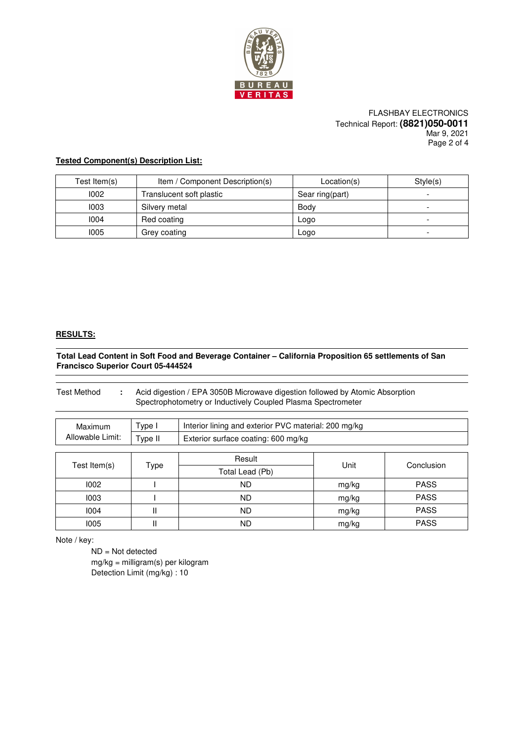FLASHBAY ELECTRONICS
Technical Report: **(8821)050-0011**
Mar 9, 2021

**Tested Component(s) Description List:**

| Test Item(s) | Item / Component Description(s) | Location(s) | Style(s) |
|---|---|---|---|
| I002 | Translucent soft plastic | Sear ring(part) | - |
| I003 | Silvery metal | Body | - |
| I004 | Red coating | Logo | - |
| I005 | Grey coating | Logo | - |

**RESULTS:**

**Total Lead Content in Soft Food and Beverage Container – California Proposition 65 settlements of San Francisco Superior Court 05-444524**

Test Method : Acid digestion / EPA 3050B Microwave digestion followed by Atomic Absorption Spectrophotometry or Inductively Coupled Plasma Spectrometer

| Maximum Allowable Limit: | Type I | Interior lining and exterior PVC material: 200 mg/kg |
|---|---|---|
| | Type II | Exterior surface coating: 600 mg/kg |

| Test Item(s) | Type | Result | Unit | Conclusion |
|---|---|---|---|---|
| | | Total Lead (Pb) | | |
| I002 | I | ND | mg/kg | PASS |
| I003 | I | ND | mg/kg | PASS |
| I004 | II | ND | mg/kg | PASS |
| I005 | II | ND | mg/kg | PASS |

Note / key:

ND = Not detected
mg/kg = milligram(s) per kilogram
Detection Limit (mg/kg) : 10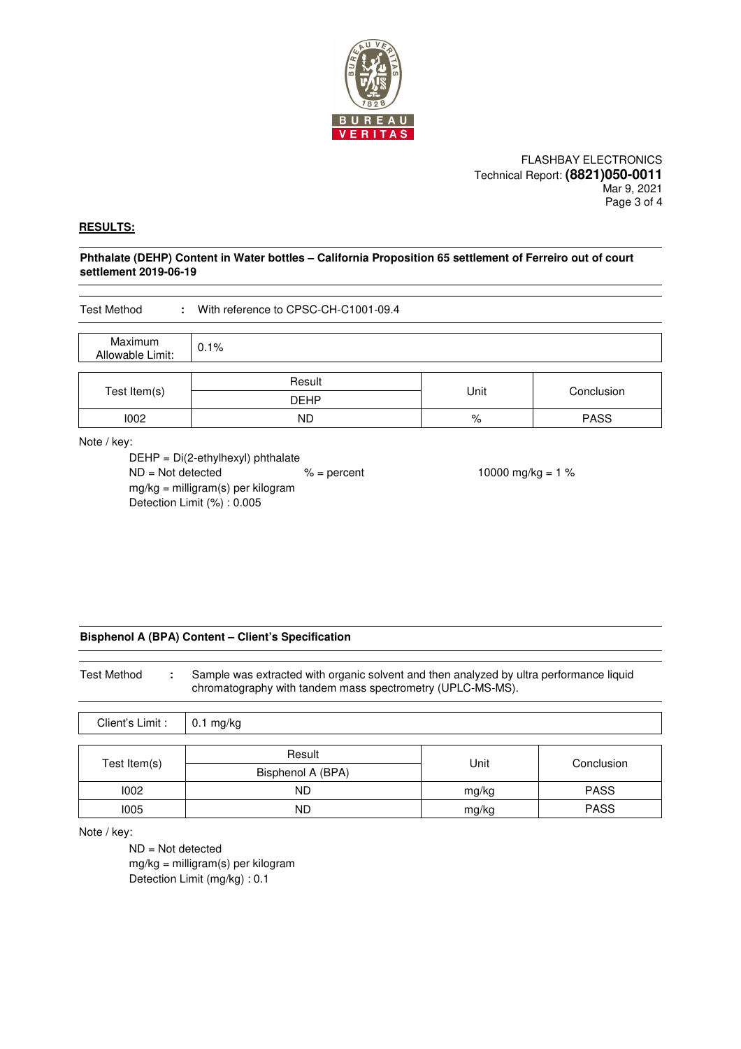FLASHBAY ELECTRONICS
Technical Report: **(8821)050-0011**
Mar 9, 2021

## RESULTS:

**Phthalate (DEHP) Content in Water bottles – California Proposition 65 settlement of Ferreiro out of court settlement 2019-06-19**

Test Method : With reference to CPSC-CH-C1001-09.4

| Maximum Allowable Limit: | 0.1% |
|---|---|

| Test Item(s) | Result | Unit | Conclusion |
|---|---|---|---|
| | DEHP | | |
| I002 | ND | % | PASS |

Note / key:

DEHP = Di(2-ethylhexyl) phthalate
ND = Not detected
% = percent
10000 mg/kg = 1 %
mg/kg = milligram(s) per kilogram
Detection Limit (%) : 0.005

**Bisphenol A (BPA) Content – Client's Specification**

Test Method : Sample was extracted with organic solvent and then analyzed by ultra performance liquid chromatography with tandem mass spectrometry (UPLC-MS-MS).

| Client's Limit : | 0.1 mg/kg |
|---|---|

| Test Item(s) | Result | Unit | Conclusion |
|---|---|---|---|
| | Bisphenol A (BPA) | | |
| I002 | ND | mg/kg | PASS |
| I005 | ND | mg/kg | PASS |

Note / key:

ND = Not detected
mg/kg = milligram(s) per kilogram
Detection Limit (mg/kg) : 0.1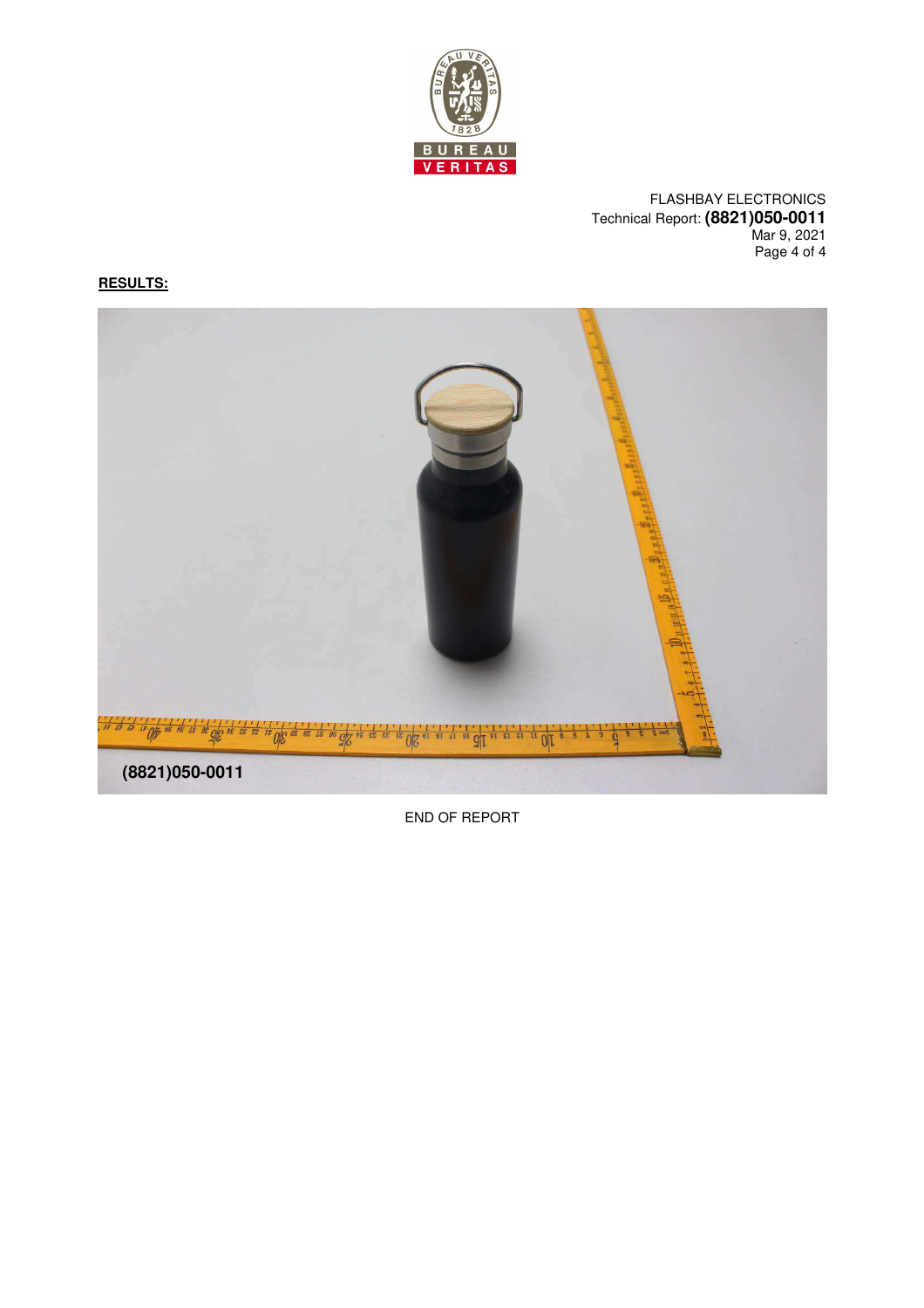FLASHBAY ELECTRONICS
Technical Report: **(8821)050-0011**
Mar 9, 2021

**RESULTS:**

**(8821)050-0011**

END OF REPORT